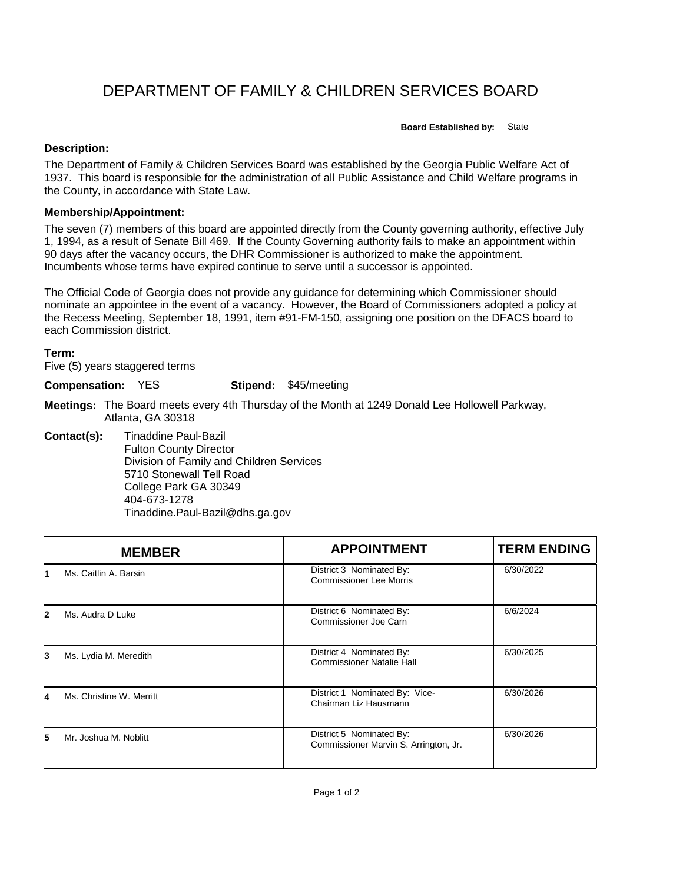# DEPARTMENT OF FAMILY & CHILDREN SERVICES BOARD

**Board Established by:** State

**Description:**

The Department of Family & Children Services Board was established by the Georgia Public Welfare Act of 1937. This board is responsible for the administration of all Public Assistance and Child Welfare programs in the County, in accordance with State Law.

**Membership/Appointment:**

The seven (7) members of this board are appointed directly from the County governing authority, effective July 1, 1994, as a result of Senate Bill 469. If the County Governing authority fails to make an appointment within 90 days after the vacancy occurs, the DHR Commissioner is authorized to make the appointment. Incumbents whose terms have expired continue to serve until a successor is appointed.

The Official Code of Georgia does not provide any guidance for determining which Commissioner should nominate an appointee in the event of a vacancy. However, the Board of Commissioners adopted a policy at the Recess Meeting, September 18, 1991, item #91-FM-150, assigning one position on the DFACS board to each Commission district.

**Term:**
Five (5) years staggered terms

**Compensation:** YES **Stipend:** $45/meeting

**Meetings:** The Board meets every 4th Thursday of the Month at 1249 Donald Lee Hollowell Parkway, Atlanta, GA 30318

**Contact(s):**
Tinaddine Paul-Bazil
Fulton County Director
Division of Family and Children Services
5710 Stonewall Tell Road
College Park GA 30349
404-673-1278
Tinaddine.Paul-Bazil@dhs.ga.gov

| | MEMBER | APPOINTMENT | TERM ENDING |
|---|---|---|---|
| 1 | Ms. Caitlin A. Barsin | District 3 Nominated By: Commissioner Lee Morris | 6/30/2022 |
| 2 | Ms. Audra D Luke | District 6 Nominated By: Commissioner Joe Carn | 6/6/2024 |
| 3 | Ms. Lydia M. Meredith | District 4 Nominated By: Commissioner Natalie Hall | 6/30/2025 |
| 4 | Ms. Christine W. Merritt | District 1 Nominated By: Vice-Chairman Liz Hausmann | 6/30/2026 |
| 5 | Mr. Joshua M. Noblitt | District 5 Nominated By: Commissioner Marvin S. Arrington, Jr. | 6/30/2026 |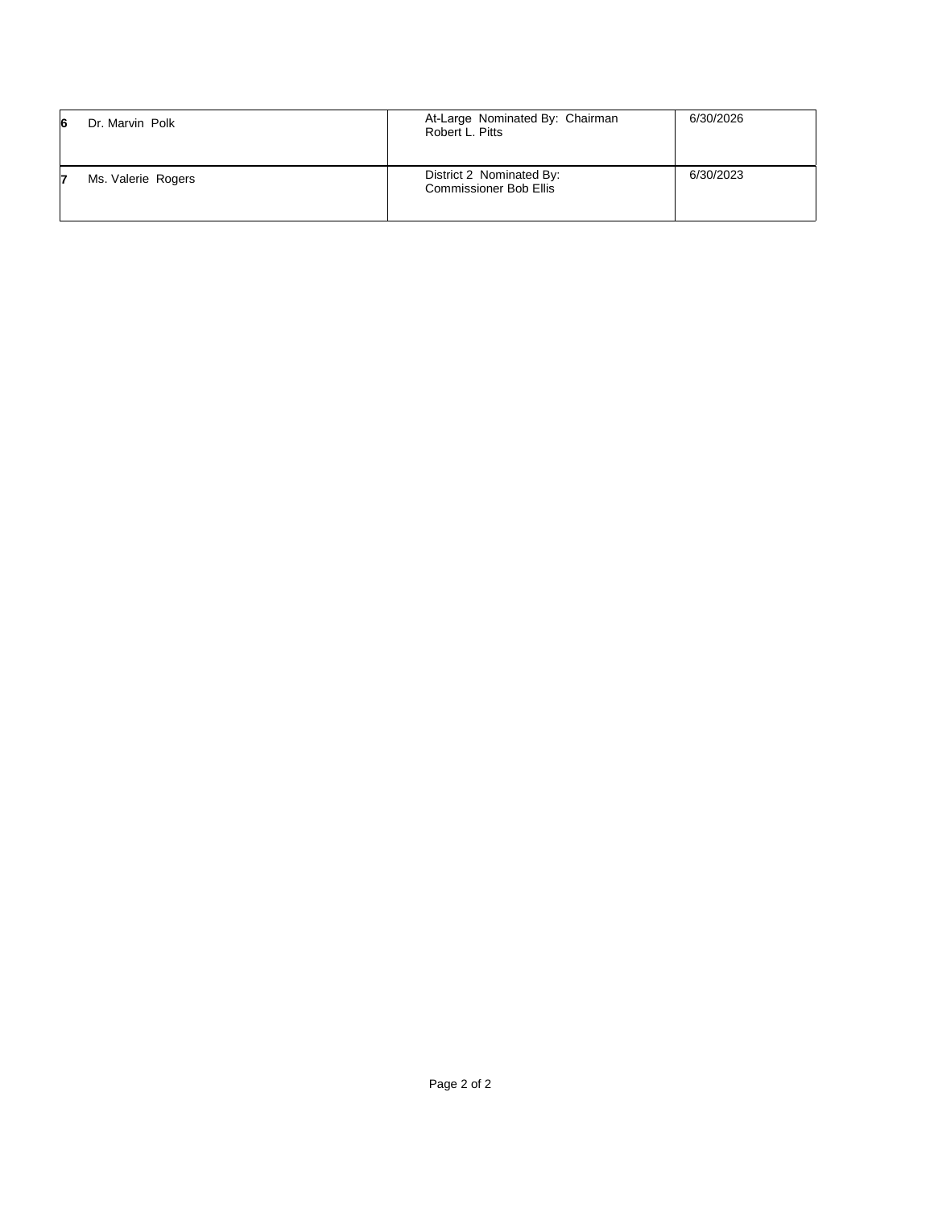| | | | |
|---|---|---|---|
| **6** | Dr. Marvin Polk | At-Large Nominated By: Chairman Robert L. Pitts | 6/30/2026 |
| **7** | Ms. Valerie Rogers | District 2 Nominated By: Commissioner Bob Ellis | 6/30/2023 |